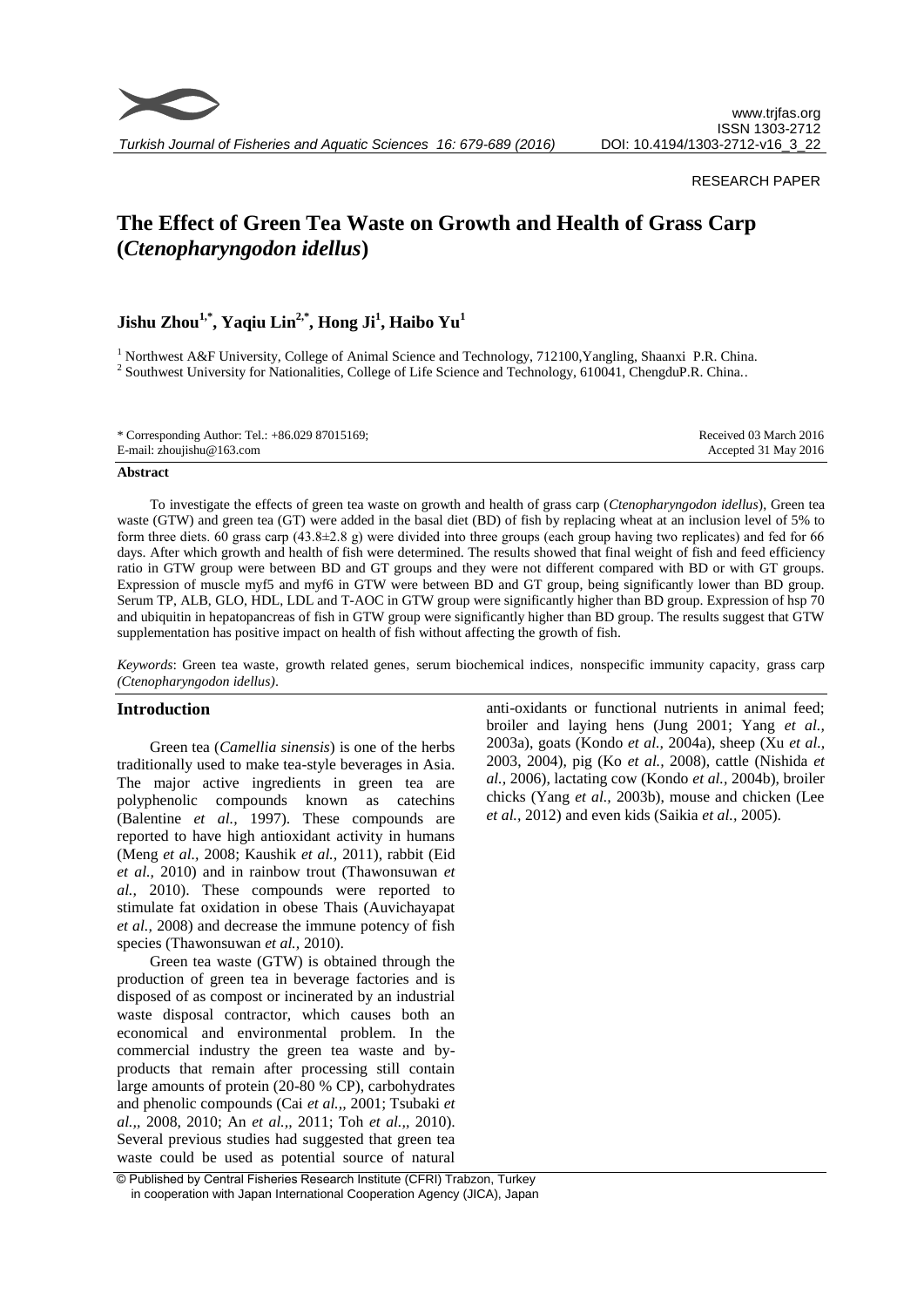RESEARCH PAPER

# The Effect of Green Tea Waste on Growth and Health of Grass Carp (*Ctenopharyngodon idellus*)

**Jishu Zhou[1,*], Yaqiu Lin[2,*], Hong Ji[1], Haibo Yu[1]**

[1] Northwest A&F University, College of Animal Science and Technology, 712100,Yangling, Shaanxi P.R. China.
[2] Southwest University for Nationalities, College of Life Science and Technology, 610041, ChengduP.R. China..

\* Corresponding Author: Tel.: +86.029 87015169;
E-mail: zhoujishu@163.com

Received 03 March 2016
Accepted 31 May 2016

**Abstract**

To investigate the effects of green tea waste on growth and health of grass carp (*Ctenopharyngodon idellus*), Green tea waste (GTW) and green tea (GT) were added in the basal diet (BD) of fish by replacing wheat at an inclusion level of 5% to form three diets. 60 grass carp (43.8±2.8 g) were divided into three groups (each group having two replicates) and fed for 66 days. After which growth and health of fish were determined. The results showed that final weight of fish and feed efficiency ratio in GTW group were between BD and GT groups and they were not different compared with BD or with GT groups. Expression of muscle myf5 and myf6 in GTW were between BD and GT group, being significantly lower than BD group. Serum TP, ALB, GLO, HDL, LDL and T-AOC in GTW group were significantly higher than BD group. Expression of hsp 70 and ubiquitin in hepatopancreas of fish in GTW group were significantly higher than BD group. The results suggest that GTW supplementation has positive impact on health of fish without affecting the growth of fish.

*Keywords*: Green tea waste, growth related genes, serum biochemical indices, nonspecific immunity capacity, grass carp *(Ctenopharyngodon idellus)*.

## Introduction

Green tea (*Camellia sinensis*) is one of the herbs traditionally used to make tea-style beverages in Asia. The major active ingredients in green tea are polyphenolic compounds known as catechins (Balentine *et al.,* 1997). These compounds are reported to have high antioxidant activity in humans (Meng *et al.,* 2008; Kaushik *et al.,* 2011), rabbit (Eid *et al.,* 2010) and in rainbow trout (Thawonsuwan *et al.,* 2010). These compounds were reported to stimulate fat oxidation in obese Thais (Auvichayapat *et al.,* 2008) and decrease the immune potency of fish species (Thawonsuwan *et al.,* 2010).

Green tea waste (GTW) is obtained through the production of green tea in beverage factories and is disposed of as compost or incinerated by an industrial waste disposal contractor, which causes both an economical and environmental problem. In the commercial industry the green tea waste and by-products that remain after processing still contain large amounts of protein (20-80 % CP), carbohydrates and phenolic compounds (Cai *et al.,*, 2001; Tsubaki *et al.,*, 2008, 2010; An *et al.,*, 2011; Toh *et al.,*, 2010). Several previous studies had suggested that green tea waste could be used as potential source of natural anti-oxidants or functional nutrients in animal feed; broiler and laying hens (Jung 2001; Yang *et al.,* 2003a), goats (Kondo *et al.,* 2004a), sheep (Xu *et al.,* 2003, 2004), pig (Ko *et al.,* 2008), cattle (Nishida *et al.,* 2006), lactating cow (Kondo *et al.,* 2004b), broiler chicks (Yang *et al.,* 2003b), mouse and chicken (Lee *et al.,* 2012) and even kids (Saikia *et al.,* 2005).

© Published by Central Fisheries Research Institute (CFRI) Trabzon, Turkey in cooperation with Japan International Cooperation Agency (JICA), Japan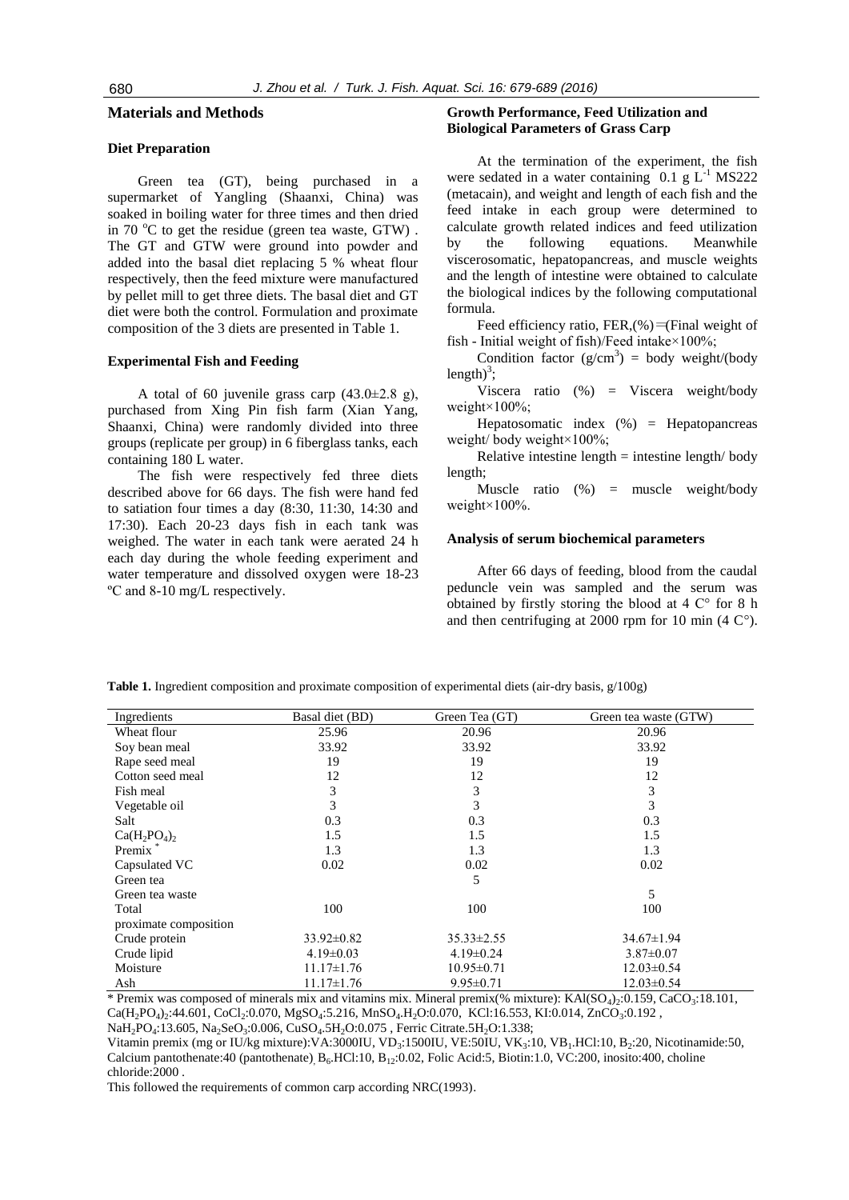## Materials and Methods

### Diet Preparation

Green tea (GT), being purchased in a supermarket of Yangling (Shaanxi, China) was soaked in boiling water for three times and then dried in 70 $^{o}$C to get the residue (green tea waste, GTW) . The GT and GTW were ground into powder and added into the basal diet replacing 5 % wheat flour respectively, then the feed mixture were manufactured by pellet mill to get three diets. The basal diet and GT diet were both the control. Formulation and proximate composition of the 3 diets are presented in Table 1.

### Experimental Fish and Feeding

A total of 60 juvenile grass carp (43.0±2.8 g), purchased from Xing Pin fish farm (Xian Yang, Shaanxi, China) were randomly divided into three groups (replicate per group) in 6 fiberglass tanks, each containing 180 L water.

The fish were respectively fed three diets described above for 66 days. The fish were hand fed to satiation four times a day (8:30, 11:30, 14:30 and 17:30). Each 20-23 days fish in each tank was weighed. The water in each tank were aerated 24 h each day during the whole feeding experiment and water temperature and dissolved oxygen were 18-23 ºC and 8-10 mg/L respectively.

### Growth Performance, Feed Utilization and Biological Parameters of Grass Carp

At the termination of the experiment, the fish were sedated in a water containing 0.1 g $L^{-1}$ MS222 (metacain), and weight and length of each fish and the feed intake in each group were determined to calculate growth related indices and feed utilization by the following equations. Meanwhile viscerosomatic, hepatopancreas, and muscle weights and the length of intestine were obtained to calculate the biological indices by the following computational formula.

Feed efficiency ratio, FER,(%)=(Final weight of fish - Initial weight of fish)/Feed intake×100%;

Condition factor ($g/cm^3$) = body weight/(body length)$^3$;

Viscera ratio (%) = Viscera weight/body weight×100%;

Hepatosomatic index (%) = Hepatopancreas weight/ body weight×100%;

Relative intestine length = intestine length/ body length;

Muscle ratio (%) = muscle weight/body weight×100%.

### Analysis of serum biochemical parameters

After 66 days of feeding, blood from the caudal peduncle vein was sampled and the serum was obtained by firstly storing the blood at 4 C° for 8 h and then centrifuging at 2000 rpm for 10 min (4 C°).

**Table 1.** Ingredient composition and proximate composition of experimental diets (air-dry basis, g/100g)

| Ingredients | Basal diet (BD) | Green Tea (GT) | Green tea waste (GTW) |
|---|---|---|---|
| Wheat flour | 25.96 | 20.96 | 20.96 |
| Soy bean meal | 33.92 | 33.92 | 33.92 |
| Rape seed meal | 19 | 19 | 19 |
| Cotton seed meal | 12 | 12 | 12 |
| Fish meal | 3 | 3 | 3 |
| Vegetable oil | 3 | 3 | 3 |
| Salt | 0.3 | 0.3 | 0.3 |
| $Ca(H_2PO_4)_2$ | 1.5 | 1.5 | 1.5 |
| Premix * | 1.3 | 1.3 | 1.3 |
| Capsulated VC | 0.02 | 0.02 | 0.02 |
| Green tea | | 5 | |
| Green tea waste | | | 5 |
| Total | 100 | 100 | 100 |
| proximate composition | | | |
| Crude protein | 33.92±0.82 | 35.33±2.55 | 34.67±1.94 |
| Crude lipid | 4.19±0.03 | 4.19±0.24 | 3.87±0.07 |
| Moisture | 11.17±1.76 | 10.95±0.71 | 12.03±0.54 |
| Ash | 11.17±1.76 | 9.95±0.71 | 12.03±0.54 |

\* Premix was composed of minerals mix and vitamins mix. Mineral premix(% mixture): $KAl(SO_4)_2$:0.159, $CaCO_3$:18.101, $Ca(H_2PO_4)_2$:44.601, $CoCl_2$:0.070, $MgSO_4$:5.216, $MnSO_4.H_2O$:0.070, KCl:16.553, KI:0.014, $ZnCO_3$:0.192 , $NaH_2PO_4$:13.605, $Na_2SeO_3$:0.006, $CuSO_4.5H_2O$:0.075 , Ferric Citrate.$5H_2O$:1.338;

Vitamin premix (mg or IU/kg mixture):VA:3000IU, $VD_3$:1500IU, VE:50IU, $VK_3$:10, $VB_1$.HCl:10, $B_2$:20, Nicotinamide:50, Calcium pantothenate:40 (pantothenate), $B_6$.HCl:10, $B_{12}$:0.02, Folic Acid:5, Biotin:1.0, VC:200, inosito:400, choline chloride:2000 .

This followed the requirements of common carp according NRC(1993).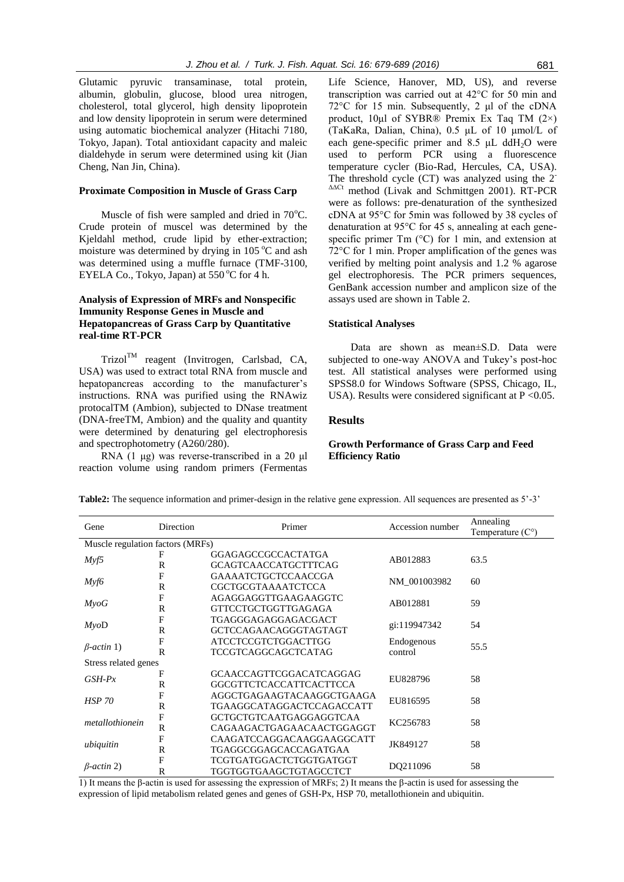Glutamic pyruvic transaminase, total protein, albumin, globulin, glucose, blood urea nitrogen, cholesterol, total glycerol, high density lipoprotein and low density lipoprotein in serum were determined using automatic biochemical analyzer (Hitachi 7180, Tokyo, Japan). Total antioxidant capacity and maleic dialdehyde in serum were determined using kit (Jian Cheng, Nan Jin, China).

### Proximate Composition in Muscle of Grass Carp

Muscle of fish were sampled and dried in 70°C. Crude protein of muscel was determined by the Kjeldahl method, crude lipid by ether-extraction; moisture was determined by drying in 105 °C and ash was determined using a muffle furnace (TMF-3100, EYELA Co., Tokyo, Japan) at 550 °C for 4 h.

### Analysis of Expression of MRFs and Nonspecific Immunity Response Genes in Muscle and Hepatopancreas of Grass Carp by Quantitative real-time RT-PCR

Trizol™ reagent (Invitrogen, Carlsbad, CA, USA) was used to extract total RNA from muscle and hepatopancreas according to the manufacturer's instructions. RNA was purified using the RNAwiz protocalTM (Ambion), subjected to DNase treatment (DNA-freeTM, Ambion) and the quality and quantity were determined by denaturing gel electrophoresis and spectrophotometry (A260/280).

RNA (1 µg) was reverse-transcribed in a 20 µl reaction volume using random primers (Fermentas Life Science, Hanover, MD, US), and reverse transcription was carried out at 42°C for 50 min and 72°C for 15 min. Subsequently, 2 µl of the cDNA product, 10µl of SYBR® Premix Ex Taq TM (2×) (TaKaRa, Dalian, China), 0.5 µL of 10 µmol/L of each gene-specific primer and 8.5 µL $ddH_2O$ were used to perform PCR using a fluorescence temperature cycler (Bio-Rad, Hercules, CA, USA). The threshold cycle (CT) was analyzed using the $2^{-\Delta\Delta Ct}$ method (Livak and Schmittgen 2001). RT-PCR were as follows: pre-denaturation of the synthesized cDNA at 95°C for 5min was followed by 38 cycles of denaturation at 95°C for 45 s, annealing at each gene-specific primer Tm (°C) for 1 min, and extension at 72°C for 1 min. Proper amplification of the genes was verified by melting point analysis and 1.2 % agarose gel electrophoresis. The PCR primers sequences, GenBank accession number and amplicon size of the assays used are shown in Table 2.

### Statistical Analyses

Data are shown as mean±S.D. Data were subjected to one-way ANOVA and Tukey's post-hoc test. All statistical analyses were performed using SPSS8.0 for Windows Software (SPSS, Chicago, IL, USA). Results were considered significant at $P < 0.05$.

## Results

### Growth Performance of Grass Carp and Feed Efficiency Ratio

**Table2:** The sequence information and primer-design in the relative gene expression. All sequences are presented as 5'-3'

| Gene | Direction | Primer | Accession number | Annealing Temperature (C°) |
|---|---|---|---|---|
| Muscle regulation factors (MRFs) | | | | |
| *Myf5* | F | GGAGAGCCGCCACTATGA | AB012883 | 63.5 |
| | R | GCAGTCAACCATGCTTTCAG | | |
| *Myf6* | F | GAAAATCTGCTCCAACCGA | NM_001003982 | 60 |
| | R | CGCTGCGTAAAATCTCCA | | |
| *MyoG* | F | AGAGGAGGTTGAAGAAGGTC | AB012881 | 59 |
| | R | GTTCCTGCTGGTTGAGAGA | | |
| *MyoD* | F | TGAGGGAGAGGAGACGACT | gi:119947342 | 54 |
| | R | GCTCCAGAACAGGGTAGTAGT | | |
| *β-actin* 1) | F | ATCCTCCGTCTGGACTTGG | Endogenous control | 55.5 |
| | R | TCCGTCAGGCAGCTCATAG | | |
| Stress related genes | | | | |
| *GSH-Px* | F | GCAACCAGTTCGGACATCAGGAG | EU828796 | 58 |
| | R | GGCGTTCTCACCATTCACTTCCA | | |
| *HSP 70* | F | AGGCTGAGAAGTACAAGGCTGAAGA | EU816595 | 58 |
| | R | TGAAGGCATAGGACTCCAGACCATT | | |
| *metallothionein* | F | GCTGCTGTCAATGAGGAGGTCAA | KC256783 | 58 |
| | R | CAGAAGACTGAGAACAACTGGAGGT | | |
| *ubiquitin* | F | CAAGATCCAGGACAAGGAAGGCATT | JK849127 | 58 |
| | R | TGAGGCGGAGCACCAGATGAA | | |
| *β-actin* 2) | F | TCGTGATGGACTCTGGTGATGGT | DQ211096 | 58 |
| | R | TGGTGGTGAAGCTGTAGCCTCT | | |

1) It means the β-actin is used for assessing the expression of MRFs; 2) It means the β-actin is used for assessing the expression of lipid metabolism related genes and genes of GSH-Px, HSP 70, metallothionein and ubiquitin.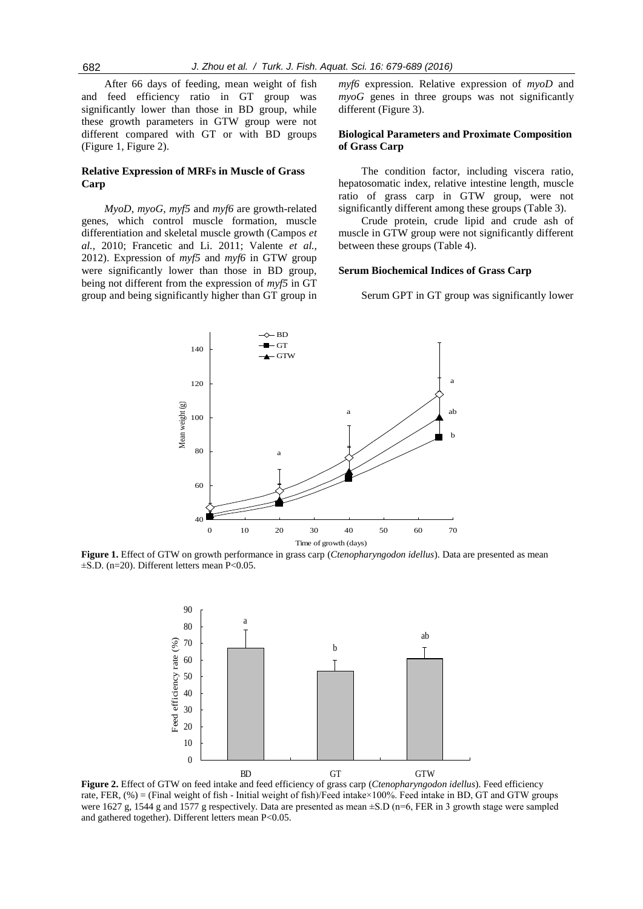After 66 days of feeding, mean weight of fish and feed efficiency ratio in GT group was significantly lower than those in BD group, while these growth parameters in GTW group were not different compared with GT or with BD groups (Figure 1, Figure 2).

### Relative Expression of MRFs in Muscle of Grass Carp

*MyoD, myoG, myf5* and *myf6* are growth-related genes, which control muscle formation, muscle differentiation and skeletal muscle growth (Campos *et al.*, 2010; Francetic and Li. 2011; Valente *et al.*, 2012). Expression of *myf5* and *myf6* in GTW group were significantly lower than those in BD group, being not different from the expression of *myf5* in GT group and being significantly higher than GT group in *myf6* expression. Relative expression of *myoD* and *myoG* genes in three groups was not significantly different (Figure 3).

### Biological Parameters and Proximate Composition of Grass Carp

The condition factor, including viscera ratio, hepatosomatic index, relative intestine length, muscle ratio of grass carp in GTW group, were not significantly different among these groups (Table 3).

Crude protein, crude lipid and crude ash of muscle in GTW group were not significantly different between these groups (Table 4).

### Serum Biochemical Indices of Grass Carp

Serum GPT in GT group was significantly lower

**Figure 1.** Effect of GTW on growth performance in grass carp (*Ctenopharyngodon idellus*). Data are presented as mean ±S.D. (n=20). Different letters mean P<0.05.

**Figure 2.** Effect of GTW on feed intake and feed efficiency of grass carp (*Ctenopharyngodon idellus*). Feed efficiency rate, FER, (%) = (Final weight of fish - Initial weight of fish)/Feed intake×100%. Feed intake in BD, GT and GTW groups were 1627 g, 1544 g and 1577 g respectively. Data are presented as mean ±S.D (n=6, FER in 3 growth stage were sampled and gathered together). Different letters mean P<0.05.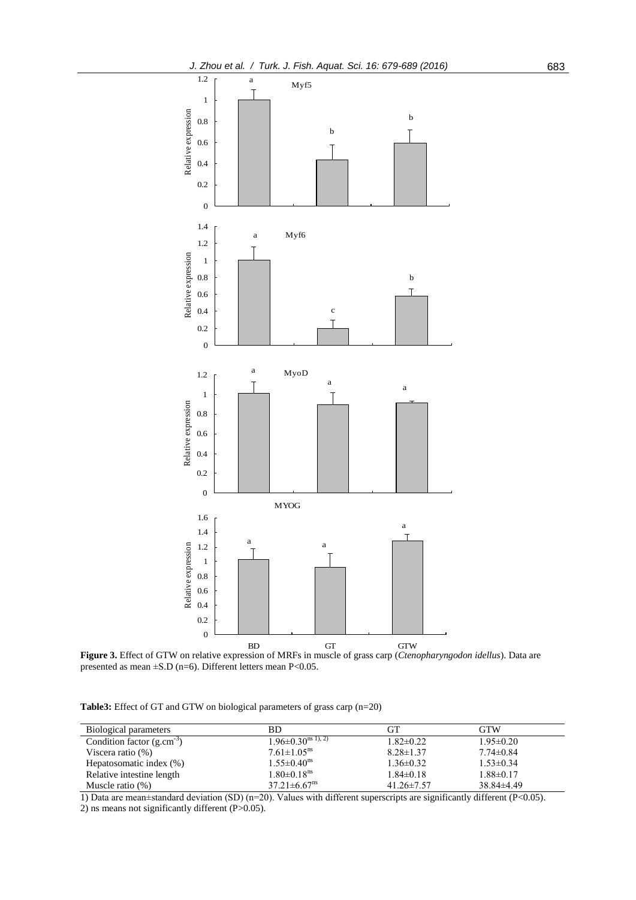**Figure 3.** Effect of GTW on relative expression of MRFs in muscle of grass carp (*Ctenopharyngodon idellus*). Data are presented as mean ±S.D (n=6). Different letters mean P<0.05.

**Table3:** Effect of GT and GTW on biological parameters of grass carp (n=20)

| Biological parameters | BD | GT | GTW |
|---|---|---|---|
| Condition factor ($g.cm^{-3}$) | $1.96 \pm 0.30^{ns\ 1),\ 2)}$ | 1.82±0.22 | 1.95±0.20 |
| Viscera ratio (%) | $7.61 \pm 1.05^{ns}$ | 8.28±1.37 | 7.74±0.84 |
| Hepatosomatic index (%) | $1.55 \pm 0.40^{ns}$ | 1.36±0.32 | 1.53±0.34 |
| Relative intestine length | $1.80 \pm 0.18^{ns}$ | 1.84±0.18 | 1.88±0.17 |
| Muscle ratio (%) | $37.21 \pm 6.67^{ns}$ | 41.26±7.57 | 38.84±4.49 |

1) Data are mean±standard deviation (SD) (n=20). Values with different superscripts are significantly different (P<0.05).
2) ns means not significantly different (P>0.05).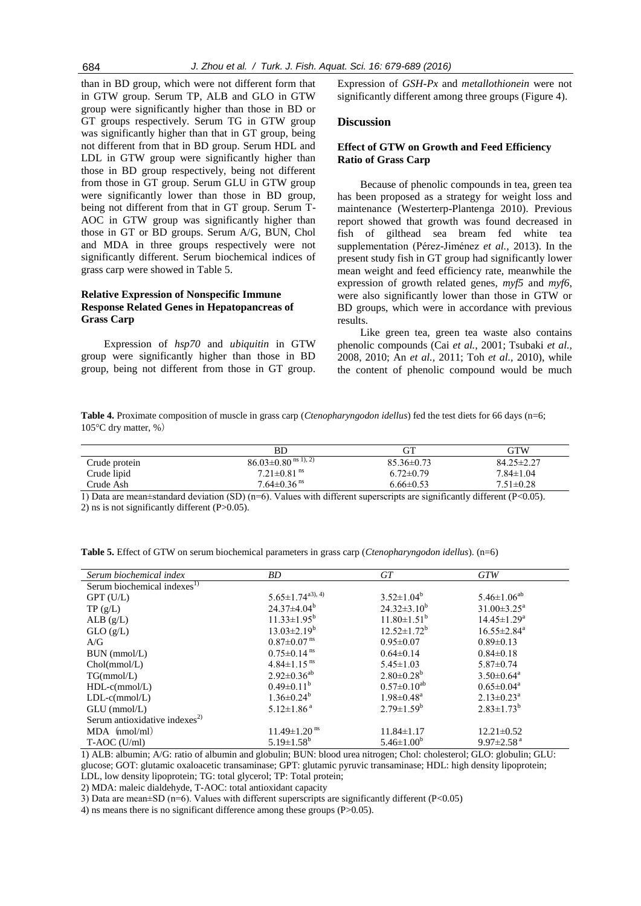than in BD group, which were not different form that in GTW group. Serum TP, ALB and GLO in GTW group were significantly higher than those in BD or GT groups respectively. Serum TG in GTW group was significantly higher than that in GT group, being not different from that in BD group. Serum HDL and LDL in GTW group were significantly higher than those in BD group respectively, being not different from those in GT group. Serum GLU in GTW group were significantly lower than those in BD group, being not different from that in GT group. Serum T-AOC in GTW group was significantly higher than those in GT or BD groups. Serum A/G, BUN, Chol and MDA in three groups respectively were not significantly different. Serum biochemical indices of grass carp were showed in Table 5.

### Relative Expression of Nonspecific Immune Response Related Genes in Hepatopancreas of Grass Carp

Expression of *hsp70* and *ubiquitin* in GTW group were significantly higher than those in BD group, being not different from those in GT group. Expression of *GSH-Px* and *metallothionein* were not significantly different among three groups (Figure 4).

## Discussion

### Effect of GTW on Growth and Feed Efficiency Ratio of Grass Carp

Because of phenolic compounds in tea, green tea has been proposed as a strategy for weight loss and maintenance (Westerterp-Plantenga 2010). Previous report showed that growth was found decreased in fish of gilthead sea bream fed white tea supplementation (Pérez-Jiménez *et al.,* 2013). In the present study fish in GT group had significantly lower mean weight and feed efficiency rate, meanwhile the expression of growth related genes, *myf5* and *myf6*, were also significantly lower than those in GTW or BD groups, which were in accordance with previous results.

Like green tea, green tea waste also contains phenolic compounds (Cai *et al.,* 2001; Tsubaki *et al.,* 2008, 2010; An *et al.,* 2011; Toh *et al.,* 2010), while the content of phenolic compound would be much

**Table 4.** Proximate composition of muscle in grass carp (*Ctenopharyngodon idellus*) fed the test diets for 66 days (n=6; 105°C dry matter, %)

| | BD | GT | GTW |
|---|---|---|---|
| Crude protein | 86.03±0.80 [ns 1), 2)] | 85.36±0.73 | 84.25±2.27 |
| Crude lipid | 7.21±0.81 [ns] | 6.72±0.79 | 7.84±1.04 |
| Crude Ash | 7.64±0.36 [ns] | 6.66±0.53 | 7.51±0.28 |

1) Data are mean±standard deviation (SD) (n=6). Values with different superscripts are significantly different (P<0.05).
2) ns is not significantly different (P>0.05).

**Table 5.** Effect of GTW on serum biochemical parameters in grass carp (*Ctenopharyngodon idellus*). (n=6)

| *Serum biochemical index* | *BD* | *GT* | *GTW* |
|---|---|---|---|
| Serum biochemical indexes[1)] | | | |
| GPT (U/L) | $5.65\pm1.74^{a}$ [3), 4)] | $3.52\pm1.04^{b}$ | $5.46\pm1.06^{ab}$ |
| TP (g/L) | $24.37\pm4.04^{b}$ | $24.32\pm3.10^{b}$ | $31.00\pm3.25^{a}$ |
| ALB (g/L) | $11.33\pm1.95^{b}$ | $11.80\pm1.51^{b}$ | $14.45\pm1.29^{a}$ |
| GLO (g/L) | $13.03\pm2.19^{b}$ | $12.52\pm1.72^{b}$ | $16.55\pm2.84^{a}$ |
| A/G | 0.87±0.07 [ns] | 0.95±0.07 | 0.89±0.13 |
| BUN (mmol/L) | 0.75±0.14 [ns] | 0.64±0.14 | 0.84±0.18 |
| Chol(mmol/L) | 4.84±1.15 [ns] | 5.45±1.03 | 5.87±0.74 |
| TG(mmol/L) | $2.92\pm0.36^{ab}$ | $2.80\pm0.28^{b}$ | $3.50\pm0.64^{a}$ |
| HDL-c(mmol/L) | $0.49\pm0.11^{b}$ | $0.57\pm0.10^{ab}$ | $0.65\pm0.04^{a}$ |
| LDL-c(mmol/L) | $1.36\pm0.24^{b}$ | $1.98\pm0.48^{a}$ | $2.13\pm0.23^{a}$ |
| GLU (mmol/L) | $5.12\pm1.86^{a}$ | $2.79\pm1.59^{b}$ | $2.83\pm1.73^{b}$ |
| Serum antioxidative indexes[2)] | | | |
| MDA (nmol/ml) | 11.49±1.20 [ns] | 11.84±1.17 | 12.21±0.52 |
| T-AOC (U/ml) | $5.19\pm1.58^{b}$ | $5.46\pm1.00^{b}$ | $9.97\pm2.58^{a}$ |

1) ALB: albumin; A/G: ratio of albumin and globulin; BUN: blood urea nitrogen; Chol: cholesterol; GLO: globulin; GLU: glucose; GOT: glutamic oxaloacetic transaminase; GPT: glutamic pyruvic transaminase; HDL: high density lipoprotein; LDL, low density lipoprotein; TG: total glycerol; TP: Total protein;
2) MDA: maleic dialdehyde, T-AOC: total antioxidant capacity
3) Data are mean±SD (n=6). Values with different superscripts are significantly different (P<0.05)
4) ns means there is no significant difference among these groups (P>0.05).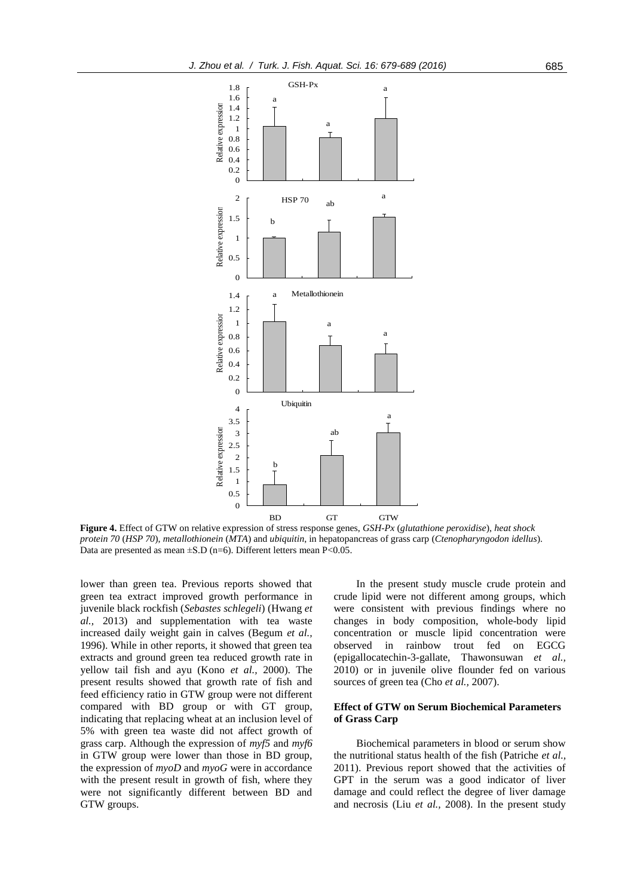**Figure 4.** Effect of GTW on relative expression of stress response genes, *GSH-Px* (*glutathione peroxidise*), *heat shock protein 70* (*HSP 70*), *metallothionein* (*MTA*) and *ubiquitin*, in hepatopancreas of grass carp (*Ctenopharyngodon idellus*). Data are presented as mean ±S.D (n=6). Different letters mean P<0.05.

lower than green tea. Previous reports showed that green tea extract improved growth performance in juvenile black rockfish (*Sebastes schlegeli*) (Hwang *et al.,* 2013) and supplementation with tea waste increased daily weight gain in calves (Begum *et al.,* 1996). While in other reports, it showed that green tea extracts and ground green tea reduced growth rate in yellow tail fish and ayu (Kono *et al.,* 2000). The present results showed that growth rate of fish and feed efficiency ratio in GTW group were not different compared with BD group or with GT group, indicating that replacing wheat at an inclusion level of 5% with green tea waste did not affect growth of grass carp. Although the expression of *myf5* and *myf6* in GTW group were lower than those in BD group, the expression of *myoD* and *myoG* were in accordance with the present result in growth of fish, where they were not significantly different between BD and GTW groups.

In the present study muscle crude protein and crude lipid were not different among groups, which were consistent with previous findings where no changes in body composition, whole-body lipid concentration or muscle lipid concentration were observed in rainbow trout fed on EGCG (epigallocatechin-3-gallate, Thawonsuwan *et al.,* 2010) or in juvenile olive flounder fed on various sources of green tea (Cho *et al.,* 2007).

## Effect of GTW on Serum Biochemical Parameters of Grass Carp

Biochemical parameters in blood or serum show the nutritional status health of the fish (Patriche *et al.,* 2011). Previous report showed that the activities of GPT in the serum was a good indicator of liver damage and could reflect the degree of liver damage and necrosis (Liu *et al.,* 2008). In the present study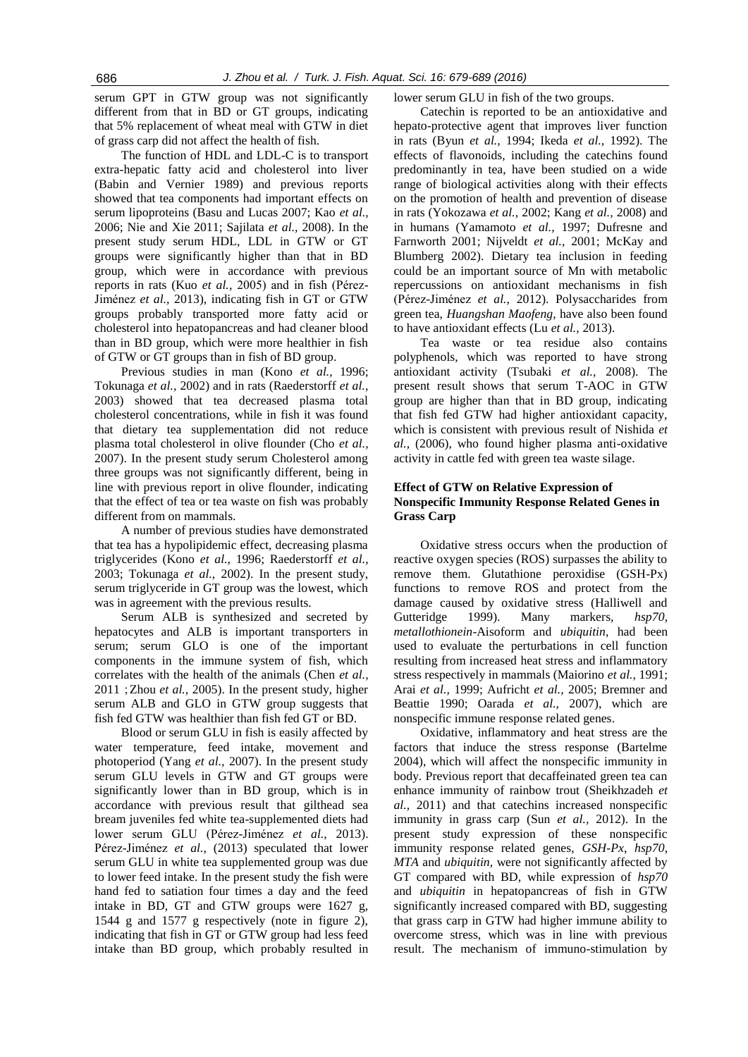serum GPT in GTW group was not significantly different from that in BD or GT groups, indicating that 5% replacement of wheat meal with GTW in diet of grass carp did not affect the health of fish.

The function of HDL and LDL-C is to transport extra-hepatic fatty acid and cholesterol into liver (Babin and Vernier 1989) and previous reports showed that tea components had important effects on serum lipoproteins (Basu and Lucas 2007; Kao *et al.,* 2006; Nie and Xie 2011; Sajilata *et al.,* 2008). In the present study serum HDL, LDL in GTW or GT groups were significantly higher than that in BD group, which were in accordance with previous reports in rats (Kuo *et al.,* 2005) and in fish (Pérez-Jiménez *et al.,* 2013), indicating fish in GT or GTW groups probably transported more fatty acid or cholesterol into hepatopancreas and had cleaner blood than in BD group, which were more healthier in fish of GTW or GT groups than in fish of BD group.

Previous studies in man (Kono *et al.,* 1996; Tokunaga *et al.,* 2002) and in rats (Raederstorff *et al.,* 2003) showed that tea decreased plasma total cholesterol concentrations, while in fish it was found that dietary tea supplementation did not reduce plasma total cholesterol in olive flounder (Cho *et al.,* 2007). In the present study serum Cholesterol among three groups was not significantly different, being in line with previous report in olive flounder, indicating that the effect of tea or tea waste on fish was probably different from on mammals.

A number of previous studies have demonstrated that tea has a hypolipidemic effect, decreasing plasma triglycerides (Kono *et al.,* 1996; Raederstorff *et al.,* 2003; Tokunaga *et al.,* 2002). In the present study, serum triglyceride in GT group was the lowest, which was in agreement with the previous results.

Serum ALB is synthesized and secreted by hepatocytes and ALB is important transporters in serum; serum GLO is one of the important components in the immune system of fish, which correlates with the health of the animals (Chen *et al.,* 2011；Zhou *et al.,* 2005). In the present study, higher serum ALB and GLO in GTW group suggests that fish fed GTW was healthier than fish fed GT or BD.

Blood or serum GLU in fish is easily affected by water temperature, feed intake, movement and photoperiod (Yang *et al.,* 2007). In the present study serum GLU levels in GTW and GT groups were significantly lower than in BD group, which is in accordance with previous result that gilthead sea bream juveniles fed white tea-supplemented diets had lower serum GLU (Pérez-Jiménez *et al.,* 2013). Pérez-Jiménez *et al.,* (2013) speculated that lower serum GLU in white tea supplemented group was due to lower feed intake. In the present study the fish were hand fed to satiation four times a day and the feed intake in BD, GT and GTW groups were 1627 g, 1544 g and 1577 g respectively (note in figure 2), indicating that fish in GT or GTW group had less feed intake than BD group, which probably resulted in lower serum GLU in fish of the two groups.

Catechin is reported to be an antioxidative and hepato-protective agent that improves liver function in rats (Byun *et al.,* 1994; Ikeda *et al.,* 1992). The effects of flavonoids, including the catechins found predominantly in tea, have been studied on a wide range of biological activities along with their effects on the promotion of health and prevention of disease in rats (Yokozawa *et al.,* 2002; Kang *et al.,* 2008) and in humans (Yamamoto *et al.,* 1997; Dufresne and Farnworth 2001; Nijveldt *et al.,* 2001; McKay and Blumberg 2002). Dietary tea inclusion in feeding could be an important source of Mn with metabolic repercussions on antioxidant mechanisms in fish (Pérez-Jiménez *et al.,* 2012). Polysaccharides from green tea, *Huangshan Maofeng*, have also been found to have antioxidant effects (Lu *et al.,* 2013).

Tea waste or tea residue also contains polyphenols, which was reported to have strong antioxidant activity (Tsubaki *et al.,* 2008). The present result shows that serum T-AOC in GTW group are higher than that in BD group, indicating that fish fed GTW had higher antioxidant capacity, which is consistent with previous result of Nishida *et al.,* (2006), who found higher plasma anti-oxidative activity in cattle fed with green tea waste silage.

### Effect of GTW on Relative Expression of Nonspecific Immunity Response Related Genes in Grass Carp

Oxidative stress occurs when the production of reactive oxygen species (ROS) surpasses the ability to remove them. Glutathione peroxidise (GSH-Px) functions to remove ROS and protect from the damage caused by oxidative stress (Halliwell and Gutteridge 1999). Many markers, *hsp70*, *metallothionein*-Aisoform and *ubiquitin*, had been used to evaluate the perturbations in cell function resulting from increased heat stress and inflammatory stress respectively in mammals (Maiorino *et al.,* 1991; Arai *et al.,* 1999; Aufricht *et al.,* 2005; Bremner and Beattie 1990; Oarada *et al.,* 2007), which are nonspecific immune response related genes.

Oxidative, inflammatory and heat stress are the factors that induce the stress response (Bartelme 2004), which will affect the nonspecific immunity in body. Previous report that decaffeinated green tea can enhance immunity of rainbow trout (Sheikhzadeh *et al.,* 2011) and that catechins increased nonspecific immunity in grass carp (Sun *et al.,* 2012). In the present study expression of these nonspecific immunity response related genes, *GSH-Px*, *hsp70*, *MTA* and *ubiquitin*, were not significantly affected by GT compared with BD, while expression of *hsp70* and *ubiquitin* in hepatopancreas of fish in GTW significantly increased compared with BD, suggesting that grass carp in GTW had higher immune ability to overcome stress, which was in line with previous result. The mechanism of immuno-stimulation by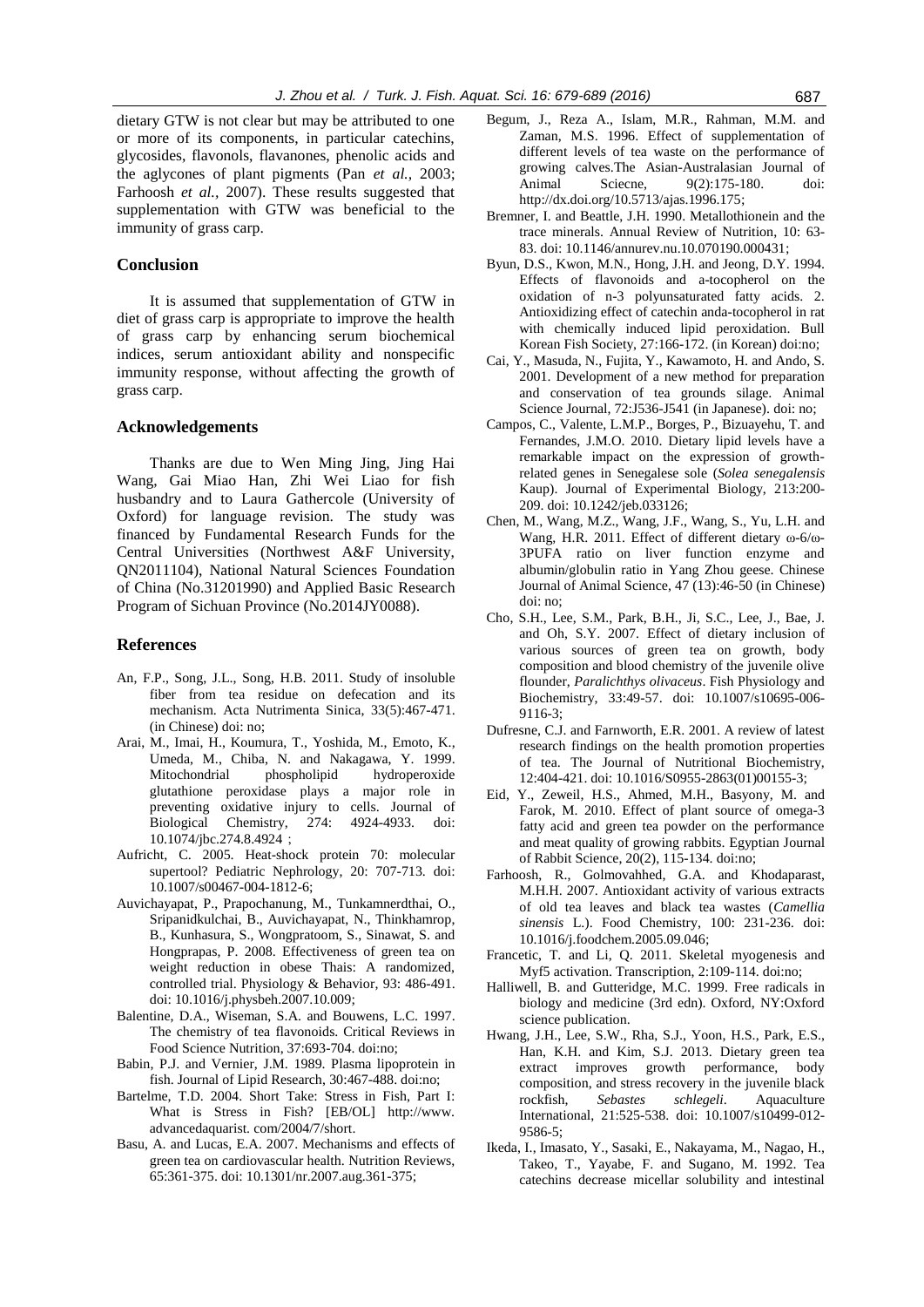dietary GTW is not clear but may be attributed to one or more of its components, in particular catechins, glycosides, flavonols, flavanones, phenolic acids and the aglycones of plant pigments (Pan *et al.*, 2003; Farhoosh *et al.*, 2007). These results suggested that supplementation with GTW was beneficial to the immunity of grass carp.

## Conclusion

It is assumed that supplementation of GTW in diet of grass carp is appropriate to improve the health of grass carp by enhancing serum biochemical indices, serum antioxidant ability and nonspecific immunity response, without affecting the growth of grass carp.

## Acknowledgements

Thanks are due to Wen Ming Jing, Jing Hai Wang, Gai Miao Han, Zhi Wei Liao for fish husbandry and to Laura Gathercole (University of Oxford) for language revision. The study was financed by Fundamental Research Funds for the Central Universities (Northwest A&F University, QN2011104), National Natural Sciences Foundation of China (No.31201990) and Applied Basic Research Program of Sichuan Province (No.2014JY0088).

## References

An, F.P., Song, J.L., Song, H.B. 2011. Study of insoluble fiber from tea residue on defecation and its mechanism. Acta Nutrimenta Sinica, 33(5):467-471. (in Chinese) doi: no;

Arai, M., Imai, H., Koumura, T., Yoshida, M., Emoto, K., Umeda, M., Chiba, N. and Nakagawa, Y. 1999. Mitochondrial phospholipid hydroperoxide glutathione peroxidase plays a major role in preventing oxidative injury to cells. Journal of Biological Chemistry, 274: 4924-4933. doi: 10.1074/jbc.274.8.4924；

Aufricht, C. 2005. Heat-shock protein 70: molecular supertool? Pediatric Nephrology, 20: 707-713. doi: 10.1007/s00467-004-1812-6;

Auvichayapat, P., Prapochanung, M., Tunkamnerdthai, O., Sripanidkulchai, B., Auvichayapat, N., Thinkhamrop, B., Kunhasura, S., Wongpratoom, S., Sinawat, S. and Hongprapas, P. 2008. Effectiveness of green tea on weight reduction in obese Thais: A randomized, controlled trial. Physiology & Behavior, 93: 486-491. doi: 10.1016/j.physbeh.2007.10.009;

Balentine, D.A., Wiseman, S.A. and Bouwens, L.C. 1997. The chemistry of tea flavonoids. Critical Reviews in Food Science Nutrition, 37:693-704. doi:no;

Babin, P.J. and Vernier, J.M. 1989. Plasma lipoprotein in fish. Journal of Lipid Research, 30:467-488. doi:no;

Bartelme, T.D. 2004. Short Take: Stress in Fish, Part I: What is Stress in Fish? [EB/OL] http://www. advancedaquarist. com/2004/7/short.

Basu, A. and Lucas, E.A. 2007. Mechanisms and effects of green tea on cardiovascular health. Nutrition Reviews, 65:361-375. doi: 10.1301/nr.2007.aug.361-375;

Begum, J., Reza A., Islam, M.R., Rahman, M.M. and Zaman, M.S. 1996. Effect of supplementation of different levels of tea waste on the performance of growing calves.The Asian-Australasian Journal of Animal Sciecne, 9(2):175-180. doi: http://dx.doi.org/10.5713/ajas.1996.175;

Bremner, I. and Beattle, J.H. 1990. Metallothionein and the trace minerals. Annual Review of Nutrition, 10: 63-83. doi: 10.1146/annurev.nu.10.070190.000431;

Byun, D.S., Kwon, M.N., Hong, J.H. and Jeong, D.Y. 1994. Effects of flavonoids and a-tocopherol on the oxidation of n-3 polyunsaturated fatty acids. 2. Antioxidizing effect of catechin anda-tocopherol in rat with chemically induced lipid peroxidation. Bull Korean Fish Society, 27:166-172. (in Korean) doi:no;

Cai, Y., Masuda, N., Fujita, Y., Kawamoto, H. and Ando, S. 2001. Development of a new method for preparation and conservation of tea grounds silage. Animal Science Journal, 72:J536-J541 (in Japanese). doi: no;

Campos, C., Valente, L.M.P., Borges, P., Bizuayehu, T. and Fernandes, J.M.O. 2010. Dietary lipid levels have a remarkable impact on the expression of growth-related genes in Senegalese sole (*Solea senegalensis* Kaup). Journal of Experimental Biology, 213:200-209. doi: 10.1242/jeb.033126;

Chen, M., Wang, M.Z., Wang, J.F., Wang, S., Yu, L.H. and Wang, H.R. 2011. Effect of different dietary ω-6/ω-3PUFA ratio on liver function enzyme and albumin/globulin ratio in Yang Zhou geese. Chinese Journal of Animal Science, 47 (13):46-50 (in Chinese) doi: no;

Cho, S.H., Lee, S.M., Park, B.H., Ji, S.C., Lee, J., Bae, J. and Oh, S.Y. 2007. Effect of dietary inclusion of various sources of green tea on growth, body composition and blood chemistry of the juvenile olive flounder, *Paralichthys olivaceus*. Fish Physiology and Biochemistry, 33:49-57. doi: 10.1007/s10695-006-9116-3;

Dufresne, C.J. and Farnworth, E.R. 2001. A review of latest research findings on the health promotion properties of tea. The Journal of Nutritional Biochemistry, 12:404-421. doi: 10.1016/S0955-2863(01)00155-3;

Eid, Y., Zeweil, H.S., Ahmed, M.H., Basyony, M. and Farok, M. 2010. Effect of plant source of omega-3 fatty acid and green tea powder on the performance and meat quality of growing rabbits. Egyptian Journal of Rabbit Science, 20(2), 115-134. doi:no;

Farhoosh, R., Golmovahhed, G.A. and Khodaparast, M.H.H. 2007. Antioxidant activity of various extracts of old tea leaves and black tea wastes (*Camellia sinensis* L.). Food Chemistry, 100: 231-236. doi: 10.1016/j.foodchem.2005.09.046;

Francetic, T. and Li, Q. 2011. Skeletal myogenesis and Myf5 activation. Transcription, 2:109-114. doi:no;

Halliwell, B. and Gutteridge, M.C. 1999. Free radicals in biology and medicine (3rd edn). Oxford, NY:Oxford science publication.

Hwang, J.H., Lee, S.W., Rha, S.J., Yoon, H.S., Park, E.S., Han, K.H. and Kim, S.J. 2013. Dietary green tea extract improves growth performance, body composition, and stress recovery in the juvenile black rockfish, *Sebastes schlegeli*. Aquaculture International, 21:525-538. doi: 10.1007/s10499-012-9586-5;

Ikeda, I., Imasato, Y., Sasaki, E., Nakayama, M., Nagao, H., Takeo, T., Yayabe, F. and Sugano, M. 1992. Tea catechins decrease micellar solubility and intestinal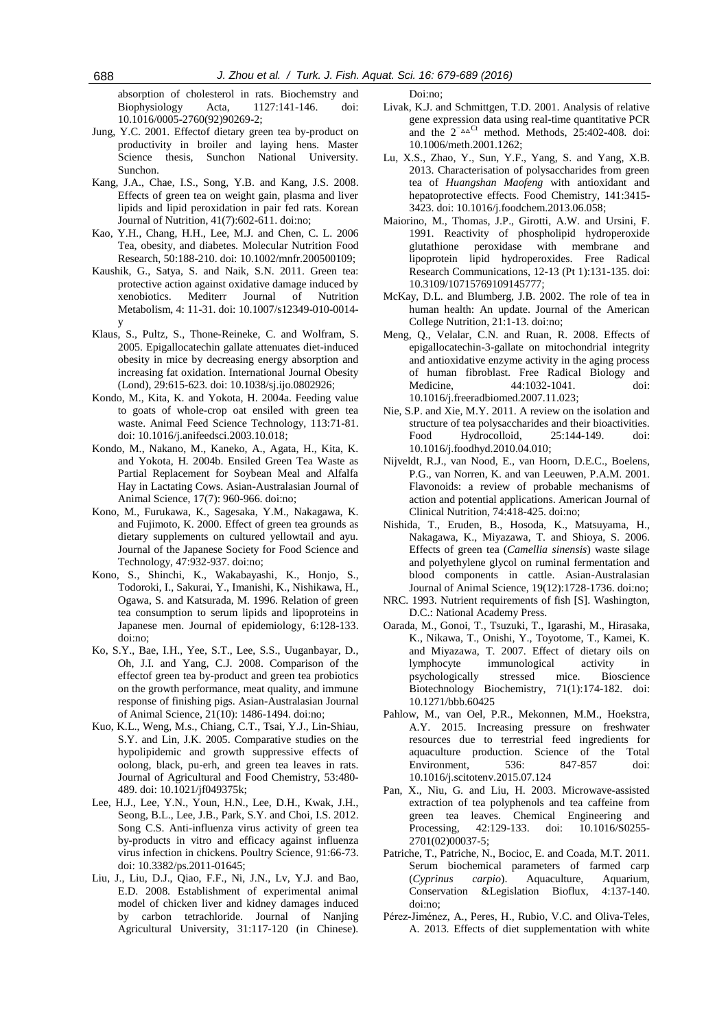absorption of cholesterol in rats. Biochemstry and Biophysiology Acta, 1127:141-146. doi: 10.1016/0005-2760(92)90269-2;

Jung, Y.C. 2001. Effectof dietary green tea by-product on productivity in broiler and laying hens. Master Science thesis, Sunchon National University. Sunchon.

Kang, J.A., Chae, I.S., Song, Y.B. and Kang, J.S. 2008. Effects of green tea on weight gain, plasma and liver lipids and lipid peroxidation in pair fed rats. Korean Journal of Nutrition, 41(7):602-611. doi:no;

Kao, Y.H., Chang, H.H., Lee, M.J. and Chen, C. L. 2006 Tea, obesity, and diabetes. Molecular Nutrition Food Research, 50:188-210. doi: 10.1002/mnfr.200500109;

Kaushik, G., Satya, S. and Naik, S.N. 2011. Green tea: protective action against oxidative damage induced by xenobiotics. Mediterr Journal of Nutrition Metabolism, 4: 11-31. doi: 10.1007/s12349-010-0014-y

Klaus, S., Pultz, S., Thone-Reineke, C. and Wolfram, S. 2005. Epigallocatechin gallate attenuates diet-induced obesity in mice by decreasing energy absorption and increasing fat oxidation. International Journal Obesity (Lond), 29:615-623. doi: 10.1038/sj.ijo.0802926;

Kondo, M., Kita, K. and Yokota, H. 2004a. Feeding value to goats of whole-crop oat ensiled with green tea waste. Animal Feed Science Technology, 113:71-81. doi: 10.1016/j.anifeedsci.2003.10.018;

Kondo, M., Nakano, M., Kaneko, A., Agata, H., Kita, K. and Yokota, H. 2004b. Ensiled Green Tea Waste as Partial Replacement for Soybean Meal and Alfalfa Hay in Lactating Cows. Asian-Australasian Journal of Animal Science, 17(7): 960-966. doi:no;

Kono, M., Furukawa, K., Sagesaka, Y.M., Nakagawa, K. and Fujimoto, K. 2000. Effect of green tea grounds as dietary supplements on cultured yellowtail and ayu. Journal of the Japanese Society for Food Science and Technology, 47:932-937. doi:no;

Kono, S., Shinchi, K., Wakabayashi, K., Honjo, S., Todoroki, I., Sakurai, Y., Imanishi, K., Nishikawa, H., Ogawa, S. and Katsurada, M. 1996. Relation of green tea consumption to serum lipids and lipoproteins in Japanese men. Journal of epidemiology, 6:128-133. doi:no;

Ko, S.Y., Bae, I.H., Yee, S.T., Lee, S.S., Uuganbayar, D., Oh, J.I. and Yang, C.J. 2008. Comparison of the effectof green tea by-product and green tea probiotics on the growth performance, meat quality, and immune response of finishing pigs. Asian-Australasian Journal of Animal Science, 21(10): 1486-1494. doi:no;

Kuo, K.L., Weng, M.s., Chiang, C.T., Tsai, Y.J., Lin-Shiau, S.Y. and Lin, J.K. 2005. Comparative studies on the hypolipidemic and growth suppressive effects of oolong, black, pu-erh, and green tea leaves in rats. Journal of Agricultural and Food Chemistry, 53:480-489. doi: 10.1021/jf049375k;

Lee, H.J., Lee, Y.N., Youn, H.N., Lee, D.H., Kwak, J.H., Seong, B.L., Lee, J.B., Park, S.Y. and Choi, I.S. 2012. Song C.S. Anti-influenza virus activity of green tea by-products in vitro and efficacy against influenza virus infection in chickens. Poultry Science, 91:66-73. doi: 10.3382/ps.2011-01645;

Liu, J., Liu, D.J., Qiao, F.F., Ni, J.N., Lv, Y.J. and Bao, E.D. 2008. Establishment of experimental animal model of chicken liver and kidney damages induced by carbon tetrachloride. Journal of Nanjing Agricultural University, 31:117-120 (in Chinese). Doi:no;

Livak, K.J. and Schmittgen, T.D. 2001. Analysis of relative gene expression data using real-time quantitative PCR and the $2^{-\Delta\Delta Ct}$ method. Methods, 25:402-408. doi: 10.1006/meth.2001.1262;

Lu, X.S., Zhao, Y., Sun, Y.F., Yang, S. and Yang, X.B. 2013. Characterisation of polysaccharides from green tea of *Huangshan Maofeng* with antioxidant and hepatoprotective effects. Food Chemistry, 141:3415-3423. doi: 10.1016/j.foodchem.2013.06.058;

Maiorino, M., Thomas, J.P., Girotti, A.W. and Ursini, F. 1991. Reactivity of phospholipid hydroperoxide glutathione peroxidase with membrane and lipoprotein lipid hydroperoxides. Free Radical Research Communications, 12-13 (Pt 1):131-135. doi: 10.3109/10715769109145777;

McKay, D.L. and Blumberg, J.B. 2002. The role of tea in human health: An update. Journal of the American College Nutrition, 21:1-13. doi:no;

Meng, Q., Velalar, C.N. and Ruan, R. 2008. Effects of epigallocatechin-3-gallate on mitochondrial integrity and antioxidative enzyme activity in the aging process of human fibroblast. Free Radical Biology and Medicine, 44:1032-1041. doi: 10.1016/j.freeradbiomed.2007.11.023;

Nie, S.P. and Xie, M.Y. 2011. A review on the isolation and structure of tea polysaccharides and their bioactivities. Food Hydrocolloid, 25:144-149. doi: 10.1016/j.foodhyd.2010.04.010;

Nijveldt, R.J., van Nood, E., van Hoorn, D.E.C., Boelens, P.G., van Norren, K. and van Leeuwen, P.A.M. 2001. Flavonoids: a review of probable mechanisms of action and potential applications. American Journal of Clinical Nutrition, 74:418-425. doi:no;

Nishida, T., Eruden, B., Hosoda, K., Matsuyama, H., Nakagawa, K., Miyazawa, T. and Shioya, S. 2006. Effects of green tea (*Camellia sinensis*) waste silage and polyethylene glycol on ruminal fermentation and blood components in cattle. Asian-Australasian Journal of Animal Science, 19(12):1728-1736. doi:no;

NRC. 1993. Nutrient requirements of fish [S]. Washington, D.C.: National Academy Press.

Oarada, M., Gonoi, T., Tsuzuki, T., Igarashi, M., Hirasaka, K., Nikawa, T., Onishi, Y., Toyotome, T., Kamei, K. and Miyazawa, T. 2007. Effect of dietary oils on lymphocyte immunological activity in psychologically stressed mice. Bioscience Biotechnology Biochemistry, 71(1):174-182. doi: 10.1271/bbb.60425

Pahlow, M., van Oel, P.R., Mekonnen, M.M., Hoekstra, A.Y. 2015. Increasing pressure on freshwater resources due to terrestrial feed ingredients for aquaculture production. Science of the Total Environment, 536: 847-857 doi: 10.1016/j.scitotenv.2015.07.124

Pan, X., Niu, G. and Liu, H. 2003. Microwave-assisted extraction of tea polyphenols and tea caffeine from green tea leaves. Chemical Engineering and Processing, 42:129-133. doi: 10.1016/S0255-2701(02)00037-5;

Patriche, T., Patriche, N., Bocioc, E. and Coada, M.T. 2011. Serum biochemical parameters of farmed carp (*Cyprinus carpio*). Aquaculture, Aquarium, Conservation &Legislation Bioflux, 4:137-140. doi:no;

Pérez-Jiménez, A., Peres, H., Rubio, V.C. and Oliva-Teles, A. 2013. Effects of diet supplementation with white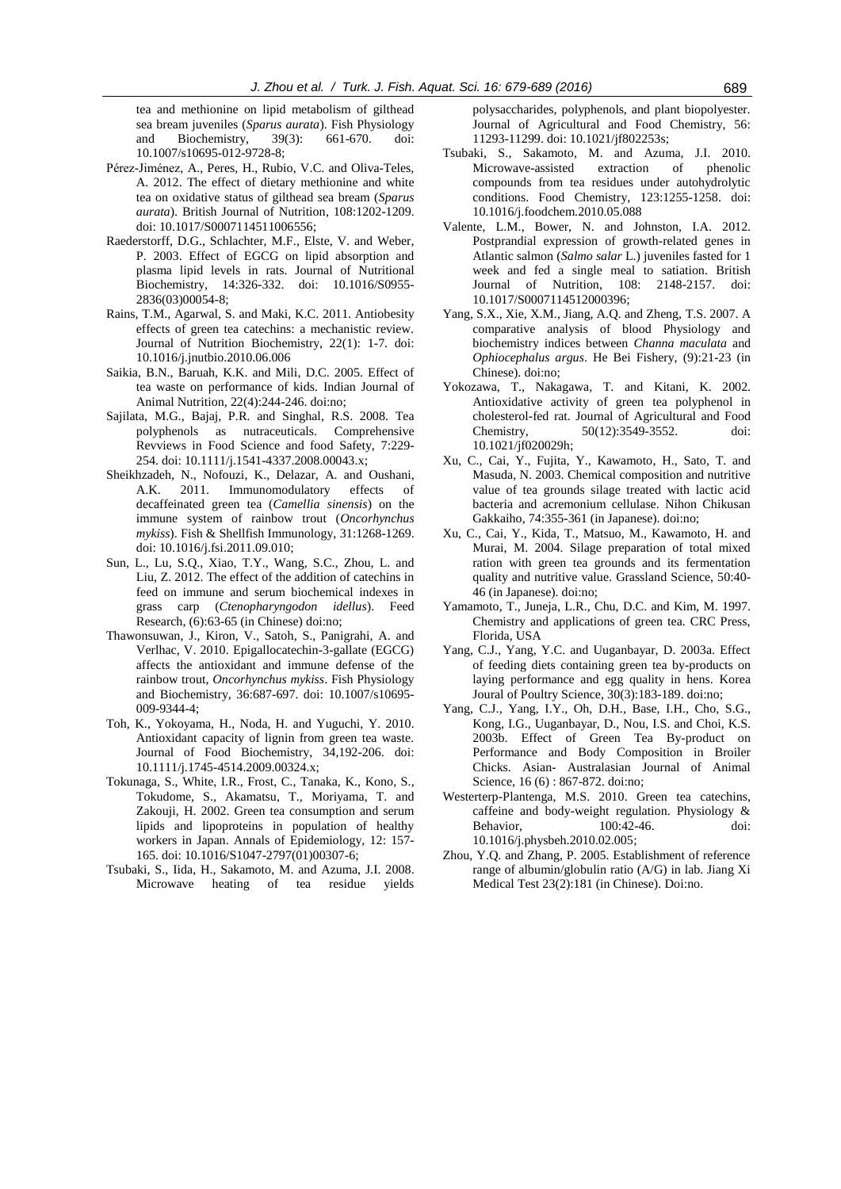tea and methionine on lipid metabolism of gilthead sea bream juveniles (*Sparus aurata*). Fish Physiology and Biochemistry, 39(3): 661-670. doi: 10.1007/s10695-012-9728-8;

Pérez-Jiménez, A., Peres, H., Rubio, V.C. and Oliva-Teles, A. 2012. The effect of dietary methionine and white tea on oxidative status of gilthead sea bream (*Sparus aurata*). British Journal of Nutrition, 108:1202-1209. doi: 10.1017/S0007114511006556;

Raederstorff, D.G., Schlachter, M.F., Elste, V. and Weber, P. 2003. Effect of EGCG on lipid absorption and plasma lipid levels in rats. Journal of Nutritional Biochemistry, 14:326-332. doi: 10.1016/S0955-2836(03)00054-8;

Rains, T.M., Agarwal, S. and Maki, K.C. 2011. Antiobesity effects of green tea catechins: a mechanistic review. Journal of Nutrition Biochemistry, 22(1): 1-7. doi: 10.1016/j.jnutbio.2010.06.006

Saikia, B.N., Baruah, K.K. and Mili, D.C. 2005. Effect of tea waste on performance of kids. Indian Journal of Animal Nutrition, 22(4):244-246. doi:no;

Sajilata, M.G., Bajaj, P.R. and Singhal, R.S. 2008. Tea polyphenols as nutraceuticals. Comprehensive Revviews in Food Science and food Safety, 7:229-254. doi: 10.1111/j.1541-4337.2008.00043.x;

Sheikhzadeh, N., Nofouzi, K., Delazar, A. and Oushani, A.K. 2011. Immunomodulatory effects of decaffeinated green tea (*Camellia sinensis*) on the immune system of rainbow trout (*Oncorhynchus mykiss*). Fish & Shellfish Immunology, 31:1268-1269. doi: 10.1016/j.fsi.2011.09.010;

Sun, L., Lu, S.Q., Xiao, T.Y., Wang, S.C., Zhou, L. and Liu, Z. 2012. The effect of the addition of catechins in feed on immune and serum biochemical indexes in grass carp (*Ctenopharyngodon idellus*). Feed Research, (6):63-65 (in Chinese) doi:no;

Thawonsuwan, J., Kiron, V., Satoh, S., Panigrahi, A. and Verlhac, V. 2010. Epigallocatechin-3-gallate (EGCG) affects the antioxidant and immune defense of the rainbow trout, *Oncorhynchus mykiss*. Fish Physiology and Biochemistry, 36:687-697. doi: 10.1007/s10695-009-9344-4;

Toh, K., Yokoyama, H., Noda, H. and Yuguchi, Y. 2010. Antioxidant capacity of lignin from green tea waste. Journal of Food Biochemistry, 34,192-206. doi: 10.1111/j.1745-4514.2009.00324.x;

Tokunaga, S., White, I.R., Frost, C., Tanaka, K., Kono, S., Tokudome, S., Akamatsu, T., Moriyama, T. and Zakouji, H. 2002. Green tea consumption and serum lipids and lipoproteins in population of healthy workers in Japan. Annals of Epidemiology, 12: 157-165. doi: 10.1016/S1047-2797(01)00307-6;

Tsubaki, S., Iida, H., Sakamoto, M. and Azuma, J.I. 2008. Microwave heating of tea residue yields polysaccharides, polyphenols, and plant biopolyester. Journal of Agricultural and Food Chemistry, 56: 11293-11299. doi: 10.1021/jf802253s;

Tsubaki, S., Sakamoto, M. and Azuma, J.I. 2010. Microwave-assisted extraction of phenolic compounds from tea residues under autohydrolytic conditions. Food Chemistry, 123:1255-1258. doi: 10.1016/j.foodchem.2010.05.088

Valente, L.M., Bower, N. and Johnston, I.A. 2012. Postprandial expression of growth-related genes in Atlantic salmon (*Salmo salar* L.) juveniles fasted for 1 week and fed a single meal to satiation. British Journal of Nutrition, 108: 2148-2157. doi: 10.1017/S0007114512000396;

Yang, S.X., Xie, X.M., Jiang, A.Q. and Zheng, T.S. 2007. A comparative analysis of blood Physiology and biochemistry indices between *Channa maculata* and *Ophiocephalus argus*. He Bei Fishery, (9):21-23 (in Chinese). doi:no;

Yokozawa, T., Nakagawa, T. and Kitani, K. 2002. Antioxidative activity of green tea polyphenol in cholesterol-fed rat. Journal of Agricultural and Food Chemistry, 50(12):3549-3552. doi: 10.1021/jf020029h;

Xu, C., Cai, Y., Fujita, Y., Kawamoto, H., Sato, T. and Masuda, N. 2003. Chemical composition and nutritive value of tea grounds silage treated with lactic acid bacteria and acremonium cellulase. Nihon Chikusan Gakkaiho, 74:355-361 (in Japanese). doi:no;

Xu, C., Cai, Y., Kida, T., Matsuo, M., Kawamoto, H. and Murai, M. 2004. Silage preparation of total mixed ration with green tea grounds and its fermentation quality and nutritive value. Grassland Science, 50:40-46 (in Japanese). doi:no;

Yamamoto, T., Juneja, L.R., Chu, D.C. and Kim, M. 1997. Chemistry and applications of green tea. CRC Press, Florida, USA

Yang, C.J., Yang, Y.C. and Uuganbayar, D. 2003a. Effect of feeding diets containing green tea by-products on laying performance and egg quality in hens. Korea Joural of Poultry Science, 30(3):183-189. doi:no;

Yang, C.J., Yang, I.Y., Oh, D.H., Base, I.H., Cho, S.G., Kong, I.G., Uuganbayar, D., Nou, I.S. and Choi, K.S. 2003b. Effect of Green Tea By-product on Performance and Body Composition in Broiler Chicks. Asian- Australasian Journal of Animal Science, 16 (6) : 867-872. doi:no;

Westerterp-Plantenga, M.S. 2010. Green tea catechins, caffeine and body-weight regulation. Physiology & Behavior, 100:42-46. doi: 10.1016/j.physbeh.2010.02.005;

Zhou, Y.Q. and Zhang, P. 2005. Establishment of reference range of albumin/globulin ratio (A/G) in lab. Jiang Xi Medical Test 23(2):181 (in Chinese). Doi:no.